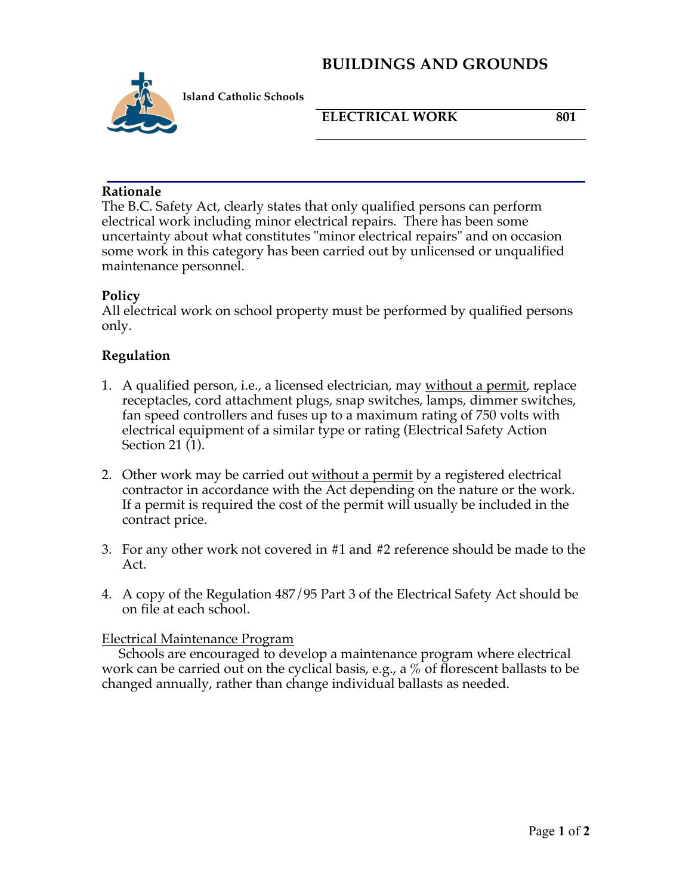# BUILDINGS AND GROUNDS

**Island Catholic Schools**

**ELECTRICAL WORK** **801**

**Rationale**
The B.C. Safety Act, clearly states that only qualified persons can perform electrical work including minor electrical repairs. There has been some uncertainty about what constitutes "minor electrical repairs" and on occasion some work in this category has been carried out by unlicensed or unqualified maintenance personnel.

**Policy**
All electrical work on school property must be performed by qualified persons only.

**Regulation**

1. A qualified person, i.e., a licensed electrician, may <u>without a permit</u>, replace receptacles, cord attachment plugs, snap switches, lamps, dimmer switches, fan speed controllers and fuses up to a maximum rating of 750 volts with electrical equipment of a similar type or rating (Electrical Safety Action Section 21 (1).

2. Other work may be carried out <u>without a permit</u> by a registered electrical contractor in accordance with the Act depending on the nature or the work. If a permit is required the cost of the permit will usually be included in the contract price.

3. For any other work not covered in #1 and #2 reference should be made to the Act.

4. A copy of the Regulation 487/95 Part 3 of the Electrical Safety Act should be on file at each school.

<u>Electrical Maintenance Program</u>
Schools are encouraged to develop a maintenance program where electrical work can be carried out on the cyclical basis, e.g., a % of florescent ballasts to be changed annually, rather than change individual ballasts as needed.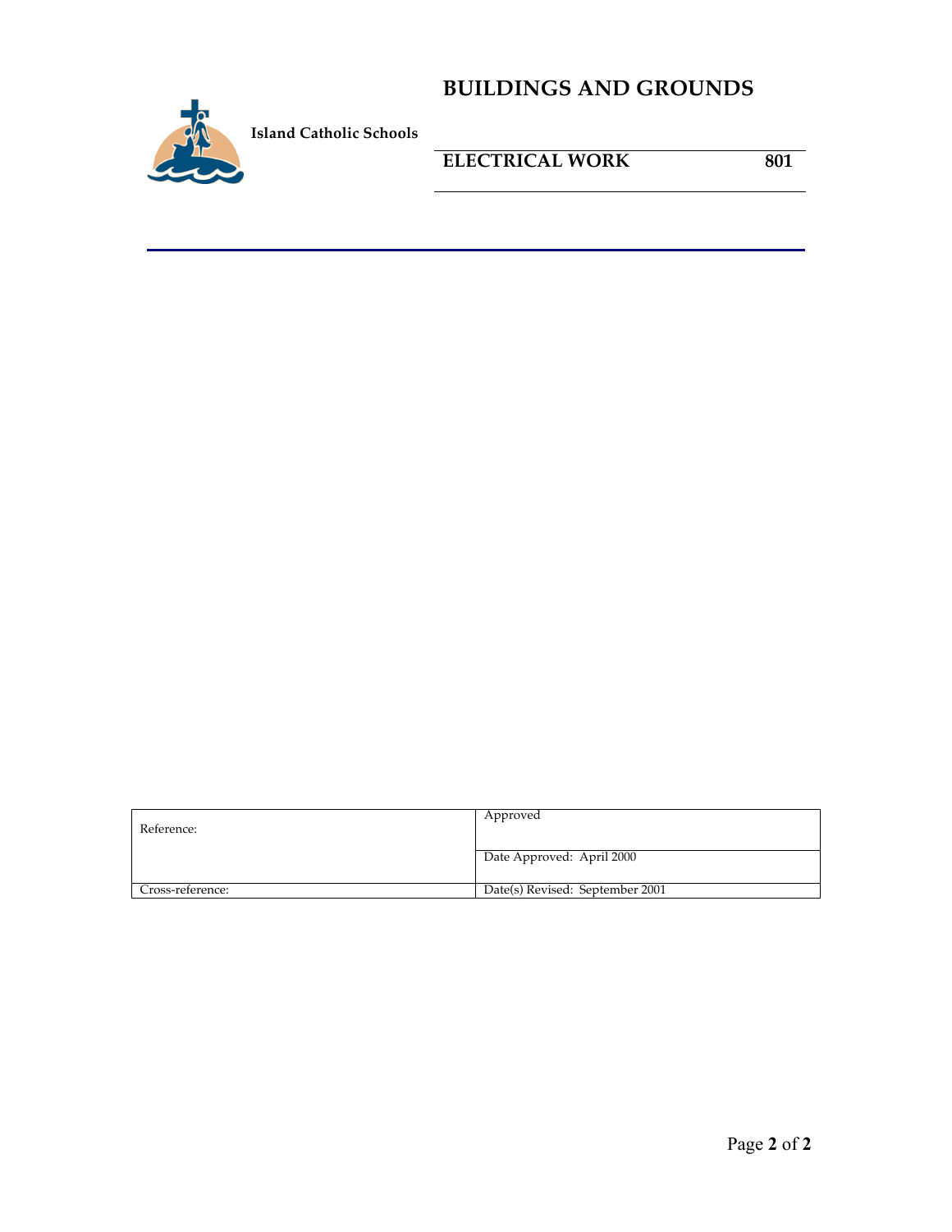# BUILDINGS AND GROUNDS

**Island Catholic Schools**

**ELECTRICAL WORK** **801**

| | |
|---|---|
| Reference: | Approved |
| | Date Approved: April 2000 |
| Cross-reference: | Date(s) Revised: September 2001 |